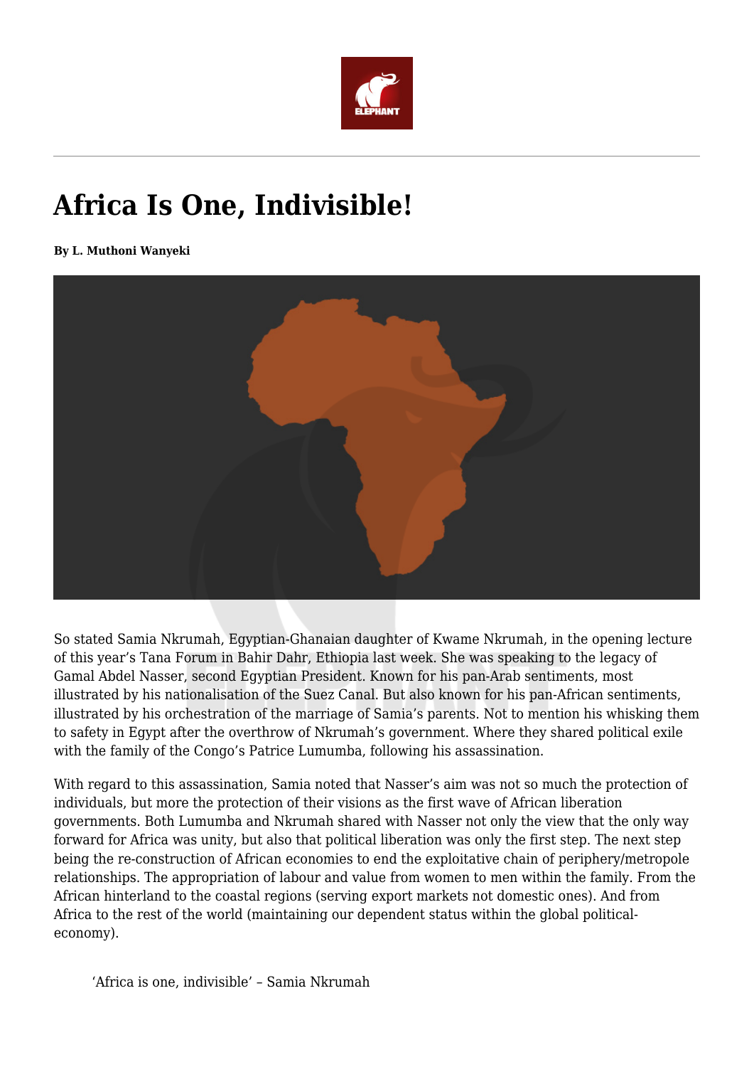# Africa Is One, Indivisible!

**By L. Muthoni Wanyeki**

So stated Samia Nkrumah, Egyptian-Ghanaian daughter of Kwame Nkrumah, in the opening lecture of this year's Tana Forum in Bahir Dahr, Ethiopia last week. She was speaking to the legacy of Gamal Abdel Nasser, second Egyptian President. Known for his pan-Arab sentiments, most illustrated by his nationalisation of the Suez Canal. But also known for his pan-African sentiments, illustrated by his orchestration of the marriage of Samia's parents. Not to mention his whisking them to safety in Egypt after the overthrow of Nkrumah's government. Where they shared political exile with the family of the Congo's Patrice Lumumba, following his assassination.

With regard to this assassination, Samia noted that Nasser's aim was not so much the protection of individuals, but more the protection of their visions as the first wave of African liberation governments. Both Lumumba and Nkrumah shared with Nasser not only the view that the only way forward for Africa was unity, but also that political liberation was only the first step. The next step being the re-construction of African economies to end the exploitative chain of periphery/metropole relationships. The appropriation of labour and value from women to men within the family. From the African hinterland to the coastal regions (serving export markets not domestic ones). And from Africa to the rest of the world (maintaining our dependent status within the global political-economy).

> 'Africa is one, indivisible' – Samia Nkrumah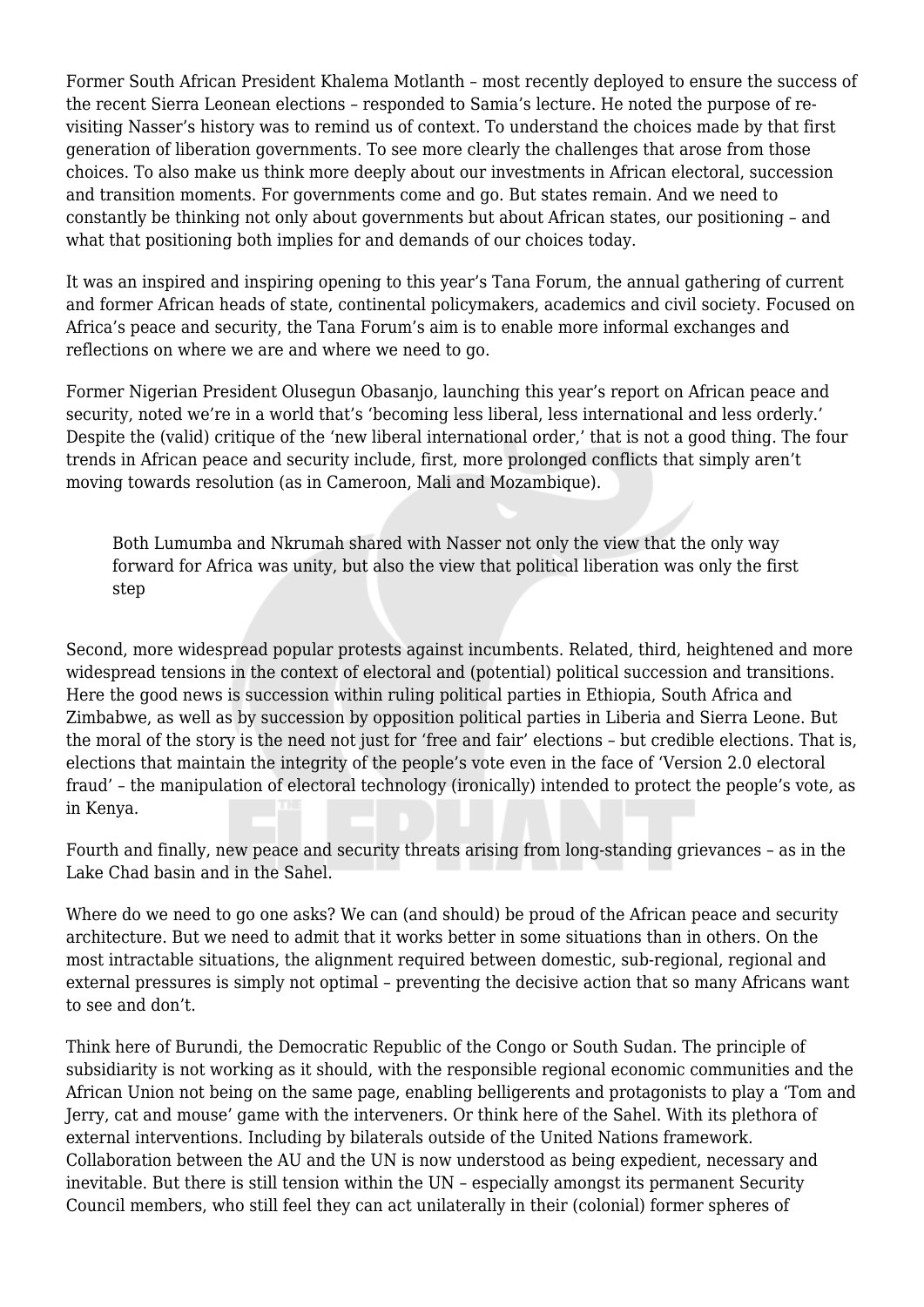Former South African President Khalema Motlanth – most recently deployed to ensure the success of the recent Sierra Leonean elections – responded to Samia's lecture. He noted the purpose of re-visiting Nasser's history was to remind us of context. To understand the choices made by that first generation of liberation governments. To see more clearly the challenges that arose from those choices. To also make us think more deeply about our investments in African electoral, succession and transition moments. For governments come and go. But states remain. And we need to constantly be thinking not only about governments but about African states, our positioning – and what that positioning both implies for and demands of our choices today.

It was an inspired and inspiring opening to this year's Tana Forum, the annual gathering of current and former African heads of state, continental policymakers, academics and civil society. Focused on Africa's peace and security, the Tana Forum's aim is to enable more informal exchanges and reflections on where we are and where we need to go.

Former Nigerian President Olusegun Obasanjo, launching this year's report on African peace and security, noted we're in a world that's 'becoming less liberal, less international and less orderly.' Despite the (valid) critique of the 'new liberal international order,' that is not a good thing. The four trends in African peace and security include, first, more prolonged conflicts that simply aren't moving towards resolution (as in Cameroon, Mali and Mozambique).

> Both Lumumba and Nkrumah shared with Nasser not only the view that the only way forward for Africa was unity, but also the view that political liberation was only the first step

Second, more widespread popular protests against incumbents. Related, third, heightened and more widespread tensions in the context of electoral and (potential) political succession and transitions. Here the good news is succession within ruling political parties in Ethiopia, South Africa and Zimbabwe, as well as by succession by opposition political parties in Liberia and Sierra Leone. But the moral of the story is the need not just for 'free and fair' elections – but credible elections. That is, elections that maintain the integrity of the people's vote even in the face of 'Version 2.0 electoral fraud' – the manipulation of electoral technology (ironically) intended to protect the people's vote, as in Kenya.

Fourth and finally, new peace and security threats arising from long-standing grievances – as in the Lake Chad basin and in the Sahel.

Where do we need to go one asks? We can (and should) be proud of the African peace and security architecture. But we need to admit that it works better in some situations than in others. On the most intractable situations, the alignment required between domestic, sub-regional, regional and external pressures is simply not optimal – preventing the decisive action that so many Africans want to see and don't.

Think here of Burundi, the Democratic Republic of the Congo or South Sudan. The principle of subsidiarity is not working as it should, with the responsible regional economic communities and the African Union not being on the same page, enabling belligerents and protagonists to play a 'Tom and Jerry, cat and mouse' game with the interveners. Or think here of the Sahel. With its plethora of external interventions. Including by bilaterals outside of the United Nations framework. Collaboration between the AU and the UN is now understood as being expedient, necessary and inevitable. But there is still tension within the UN – especially amongst its permanent Security Council members, who still feel they can act unilaterally in their (colonial) former spheres of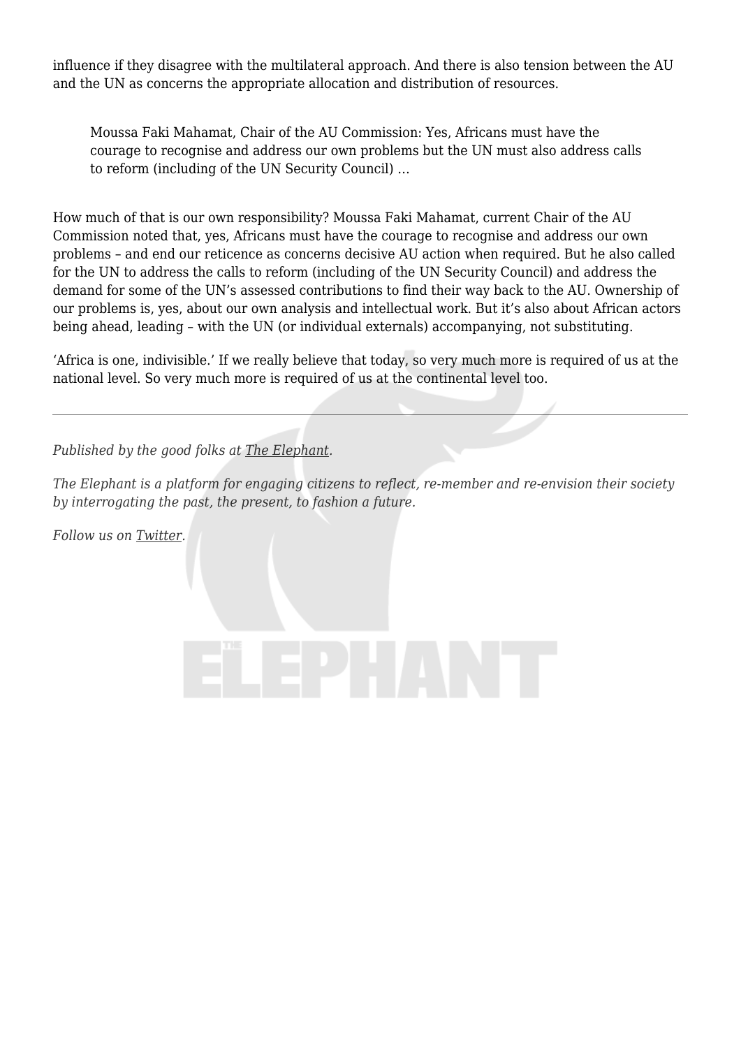influence if they disagree with the multilateral approach. And there is also tension between the AU and the UN as concerns the appropriate allocation and distribution of resources.

> Moussa Faki Mahamat, Chair of the AU Commission: Yes, Africans must have the courage to recognise and address our own problems but the UN must also address calls to reform (including of the UN Security Council) …

How much of that is our own responsibility? Moussa Faki Mahamat, current Chair of the AU Commission noted that, yes, Africans must have the courage to recognise and address our own problems – and end our reticence as concerns decisive AU action when required. But he also called for the UN to address the calls to reform (including of the UN Security Council) and address the demand for some of the UN's assessed contributions to find their way back to the AU. Ownership of our problems is, yes, about our own analysis and intellectual work. But it's also about African actors being ahead, leading – with the UN (or individual externals) accompanying, not substituting.

'Africa is one, indivisible.' If we really believe that today, so very much more is required of us at the national level. So very much more is required of us at the continental level too.

---

*Published by the good folks at The Elephant.*

*The Elephant is a platform for engaging citizens to reflect, re-member and re-envision their society by interrogating the past, the present, to fashion a future.*

*Follow us on Twitter.*